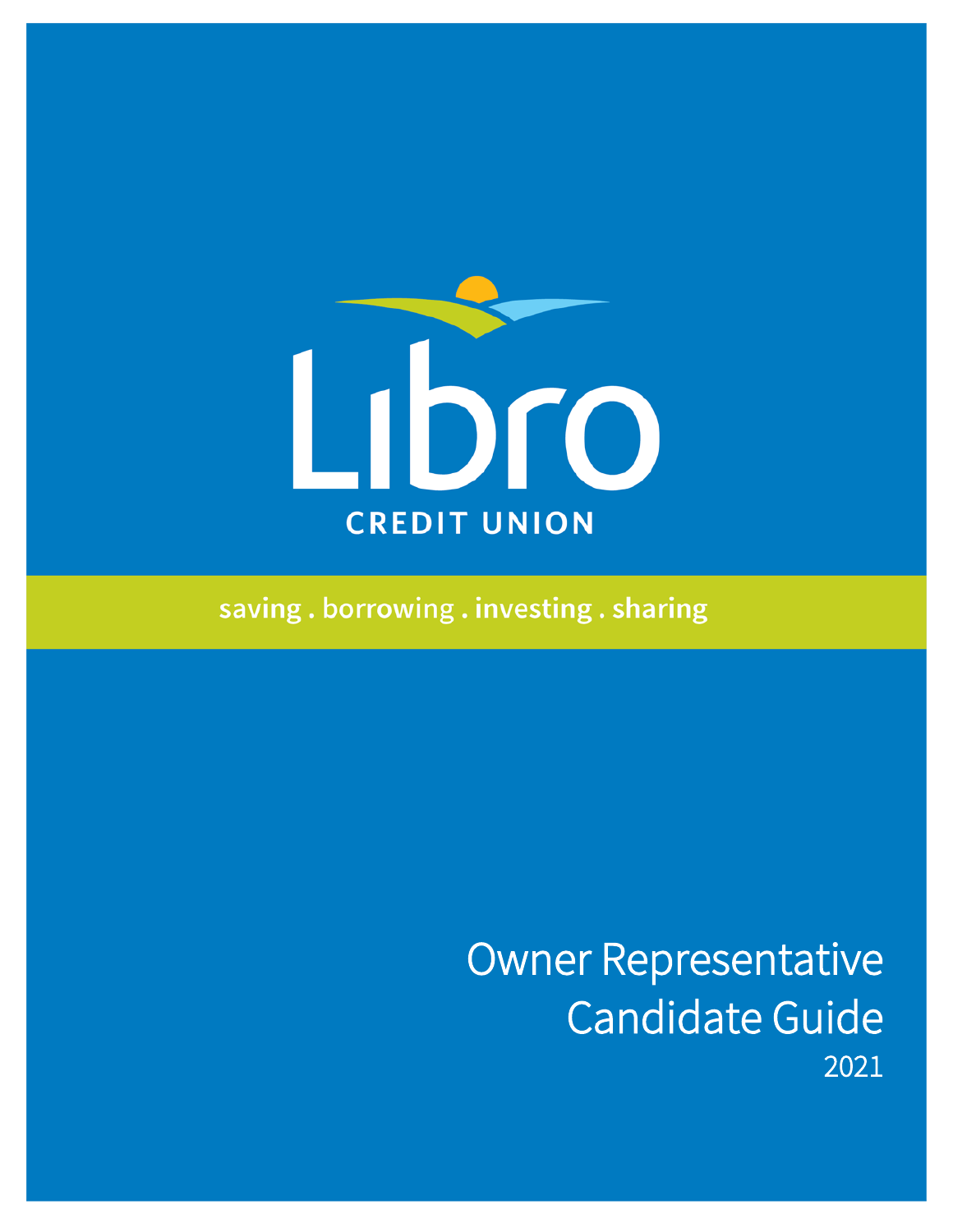Libro

CREDIT UNION

saving . borrowing . investing . sharing

# Owner Representative Candidate Guide

2021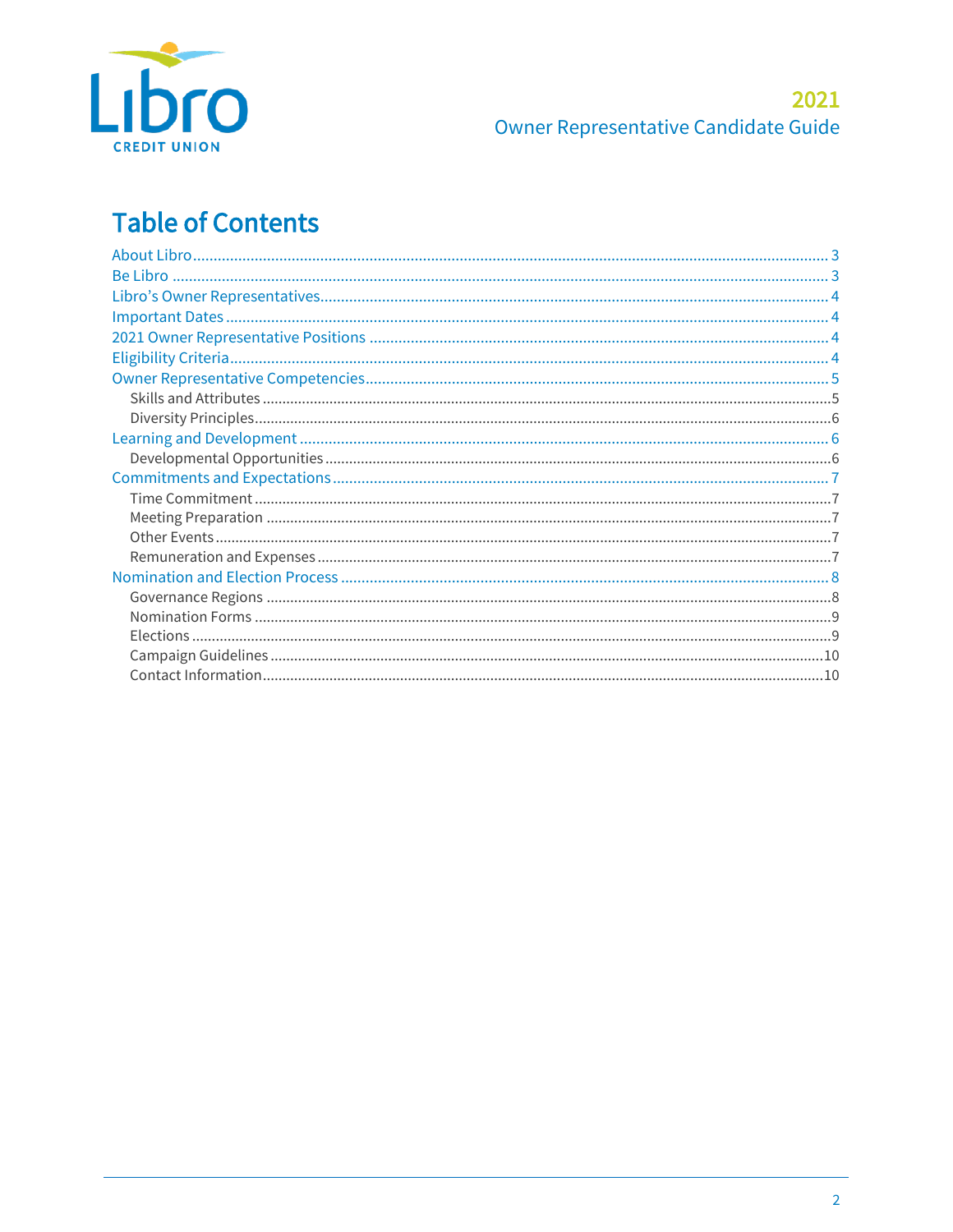# Table of Contents

- About Libro ... 3
- Be Libro ... 3
- Libro's Owner Representatives ... 4
- Important Dates ... 4
- 2021 Owner Representative Positions ... 4
- Eligibility Criteria ... 4
- Owner Representative Competencies ... 5
  - Skills and Attributes ... 5
  - Diversity Principles ... 6
- Learning and Development ... 6
  - Developmental Opportunities ... 6
- Commitments and Expectations ... 7
  - Time Commitment ... 7
  - Meeting Preparation ... 7
  - Other Events ... 7
  - Remuneration and Expenses ... 7
- Nomination and Election Process ... 8
  - Governance Regions ... 8
  - Nomination Forms ... 9
  - Elections ... 9
  - Campaign Guidelines ... 10
  - Contact Information ... 10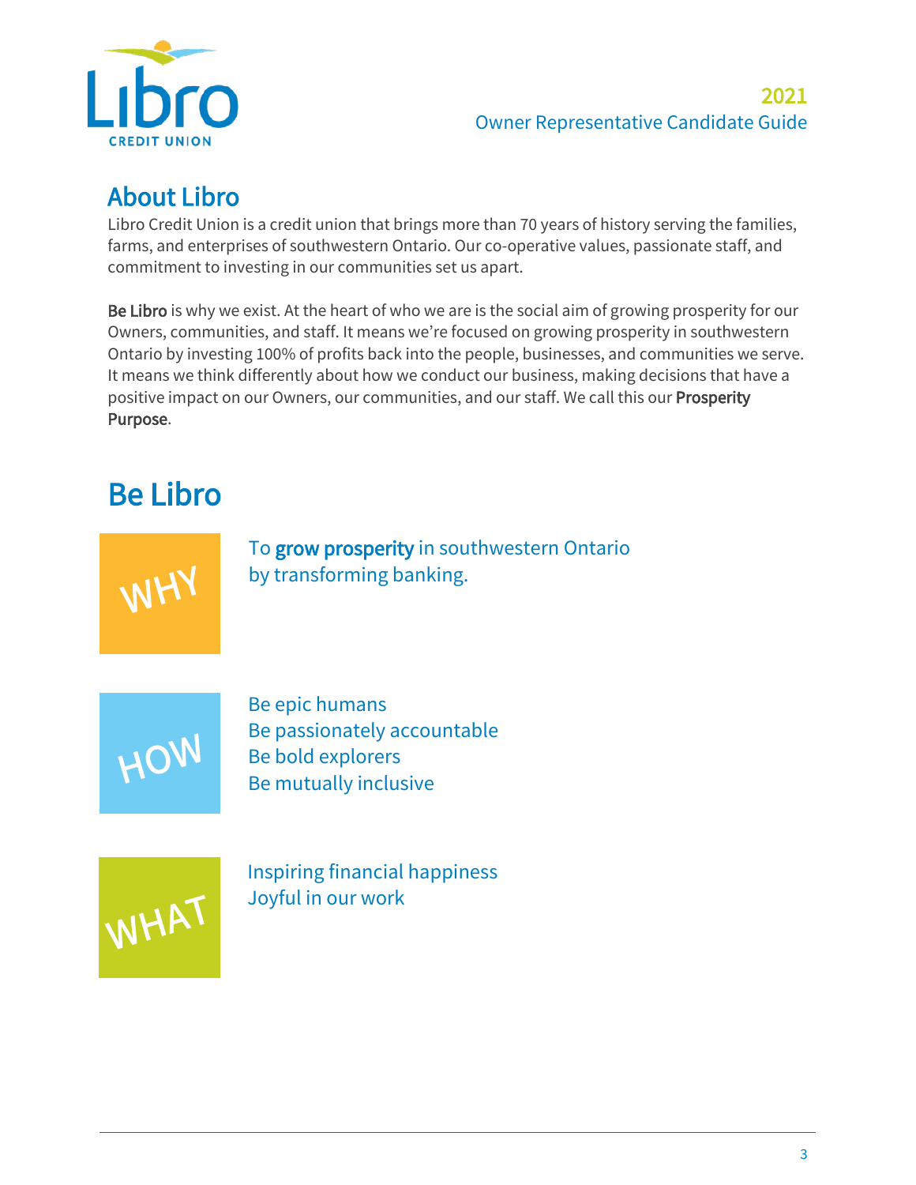## About Libro

Libro Credit Union is a credit union that brings more than 70 years of history serving the families, farms, and enterprises of southwestern Ontario. Our co-operative values, passionate staff, and commitment to investing in our communities set us apart.

**Be Libro** is why we exist. At the heart of who we are is the social aim of growing prosperity for our Owners, communities, and staff. It means we're focused on growing prosperity in southwestern Ontario by investing 100% of profits back into the people, businesses, and communities we serve. It means we think differently about how we conduct our business, making decisions that have a positive impact on our Owners, our communities, and our staff. We call this our **Prosperity Purpose**.

# Be Libro

**WHY**

To **grow prosperity** in southwestern Ontario by transforming banking.

**HOW**

Be epic humans
Be passionately accountable
Be bold explorers
Be mutually inclusive

**WHAT**

Inspiring financial happiness
Joyful in our work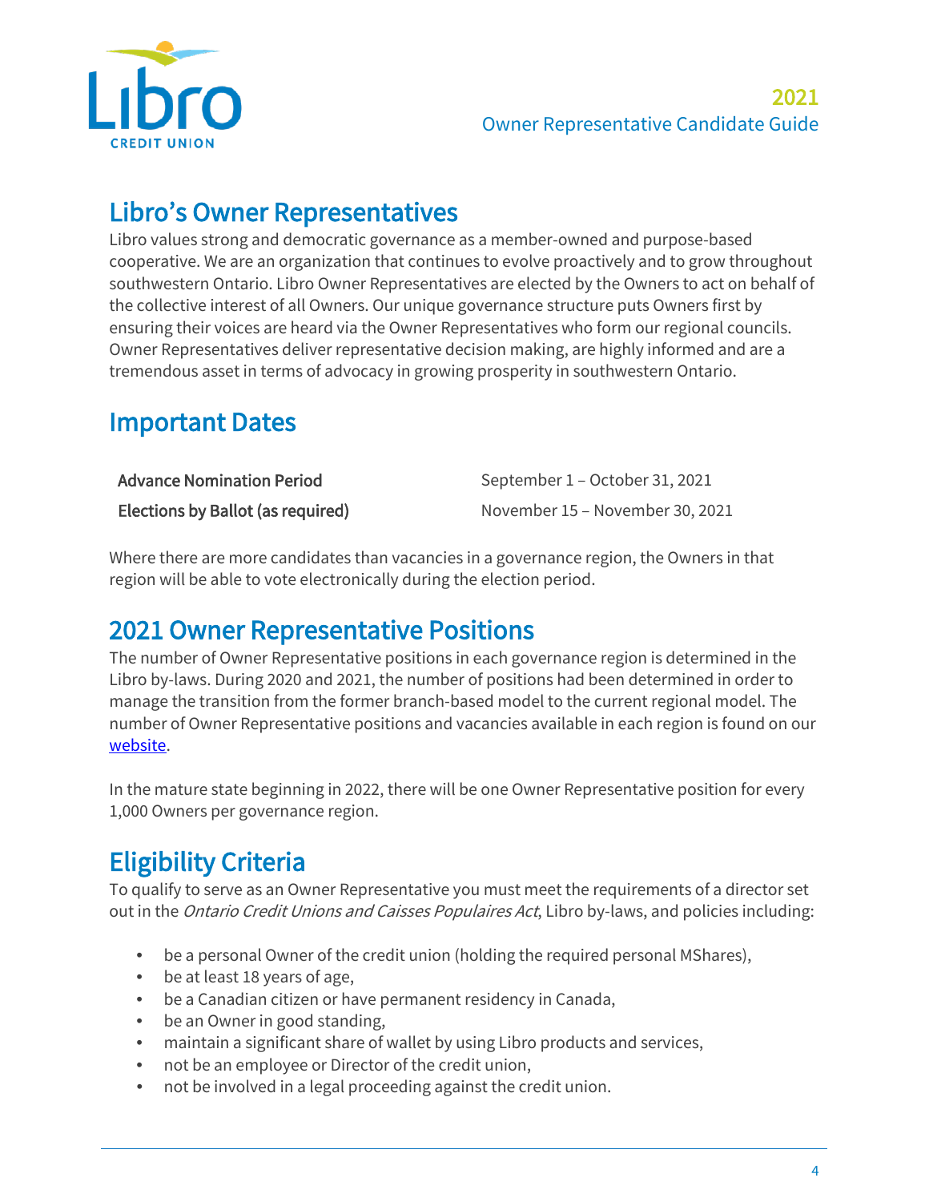## Libro's Owner Representatives

Libro values strong and democratic governance as a member-owned and purpose-based cooperative. We are an organization that continues to evolve proactively and to grow throughout southwestern Ontario. Libro Owner Representatives are elected by the Owners to act on behalf of the collective interest of all Owners. Our unique governance structure puts Owners first by ensuring their voices are heard via the Owner Representatives who form our regional councils. Owner Representatives deliver representative decision making, are highly informed and are a tremendous asset in terms of advocacy in growing prosperity in southwestern Ontario.

## Important Dates

| | |
|---|---|
| **Advance Nomination Period** | September 1 – October 31, 2021 |
| **Elections by Ballot (as required)** | November 15 – November 30, 2021 |

Where there are more candidates than vacancies in a governance region, the Owners in that region will be able to vote electronically during the election period.

## 2021 Owner Representative Positions

The number of Owner Representative positions in each governance region is determined in the Libro by-laws. During 2020 and 2021, the number of positions had been determined in order to manage the transition from the former branch-based model to the current regional model. The number of Owner Representative positions and vacancies available in each region is found on our website.

In the mature state beginning in 2022, there will be one Owner Representative position for every 1,000 Owners per governance region.

## Eligibility Criteria

To qualify to serve as an Owner Representative you must meet the requirements of a director set out in the *Ontario Credit Unions and Caisses Populaires Act*, Libro by-laws, and policies including:

- be a personal Owner of the credit union (holding the required personal MShares),
- be at least 18 years of age,
- be a Canadian citizen or have permanent residency in Canada,
- be an Owner in good standing,
- maintain a significant share of wallet by using Libro products and services,
- not be an employee or Director of the credit union,
- not be involved in a legal proceeding against the credit union.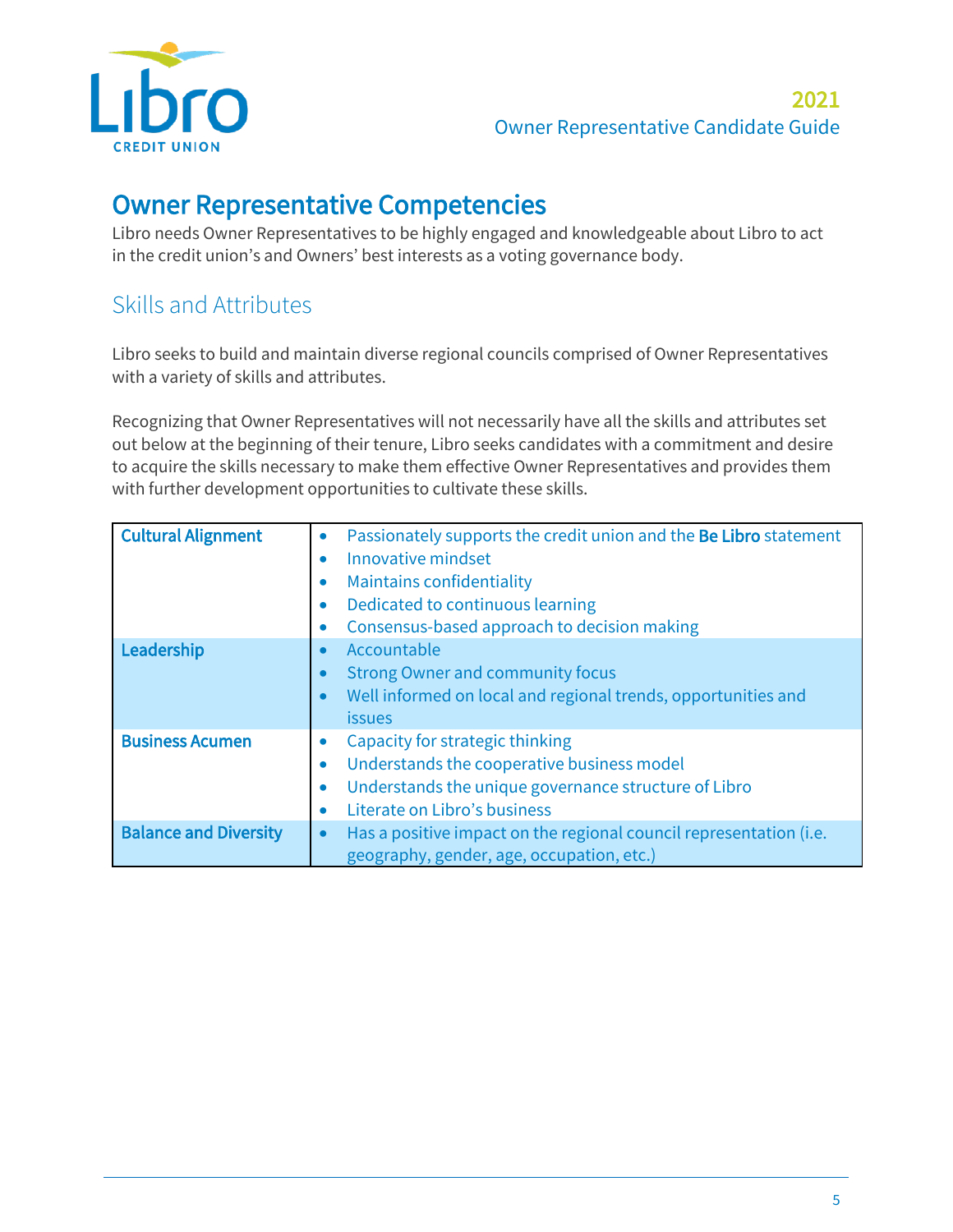# Owner Representative Competencies

Libro needs Owner Representatives to be highly engaged and knowledgeable about Libro to act in the credit union's and Owners' best interests as a voting governance body.

## Skills and Attributes

Libro seeks to build and maintain diverse regional councils comprised of Owner Representatives with a variety of skills and attributes.

Recognizing that Owner Representatives will not necessarily have all the skills and attributes set out below at the beginning of their tenure, Libro seeks candidates with a commitment and desire to acquire the skills necessary to make them effective Owner Representatives and provides them with further development opportunities to cultivate these skills.

| | |
|---|---|
| **Cultural Alignment** | • Passionately supports the credit union and the **Be Libro** statement<br>• Innovative mindset<br>• Maintains confidentiality<br>• Dedicated to continuous learning<br>• Consensus-based approach to decision making |
| **Leadership** | • Accountable<br>• Strong Owner and community focus<br>• Well informed on local and regional trends, opportunities and issues |
| **Business Acumen** | • Capacity for strategic thinking<br>• Understands the cooperative business model<br>• Understands the unique governance structure of Libro<br>• Literate on Libro's business |
| **Balance and Diversity** | • Has a positive impact on the regional council representation (i.e. geography, gender, age, occupation, etc.) |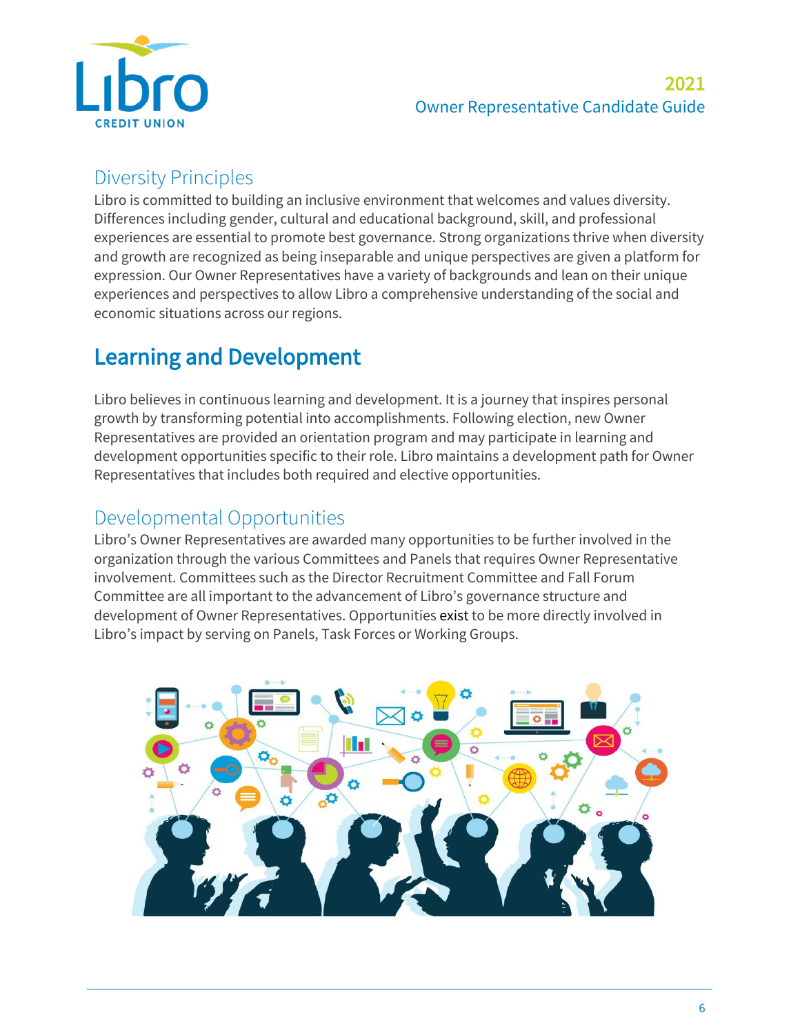## Diversity Principles

Libro is committed to building an inclusive environment that welcomes and values diversity. Differences including gender, cultural and educational background, skill, and professional experiences are essential to promote best governance. Strong organizations thrive when diversity and growth are recognized as being inseparable and unique perspectives are given a platform for expression. Our Owner Representatives have a variety of backgrounds and lean on their unique experiences and perspectives to allow Libro a comprehensive understanding of the social and economic situations across our regions.

# Learning and Development

Libro believes in continuous learning and development. It is a journey that inspires personal growth by transforming potential into accomplishments. Following election, new Owner Representatives are provided an orientation program and may participate in learning and development opportunities specific to their role. Libro maintains a development path for Owner Representatives that includes both required and elective opportunities.

## Developmental Opportunities

Libro's Owner Representatives are awarded many opportunities to be further involved in the organization through the various Committees and Panels that requires Owner Representative involvement. Committees such as the Director Recruitment Committee and Fall Forum Committee are all important to the advancement of Libro's governance structure and development of Owner Representatives. Opportunities exist to be more directly involved in Libro's impact by serving on Panels, Task Forces or Working Groups.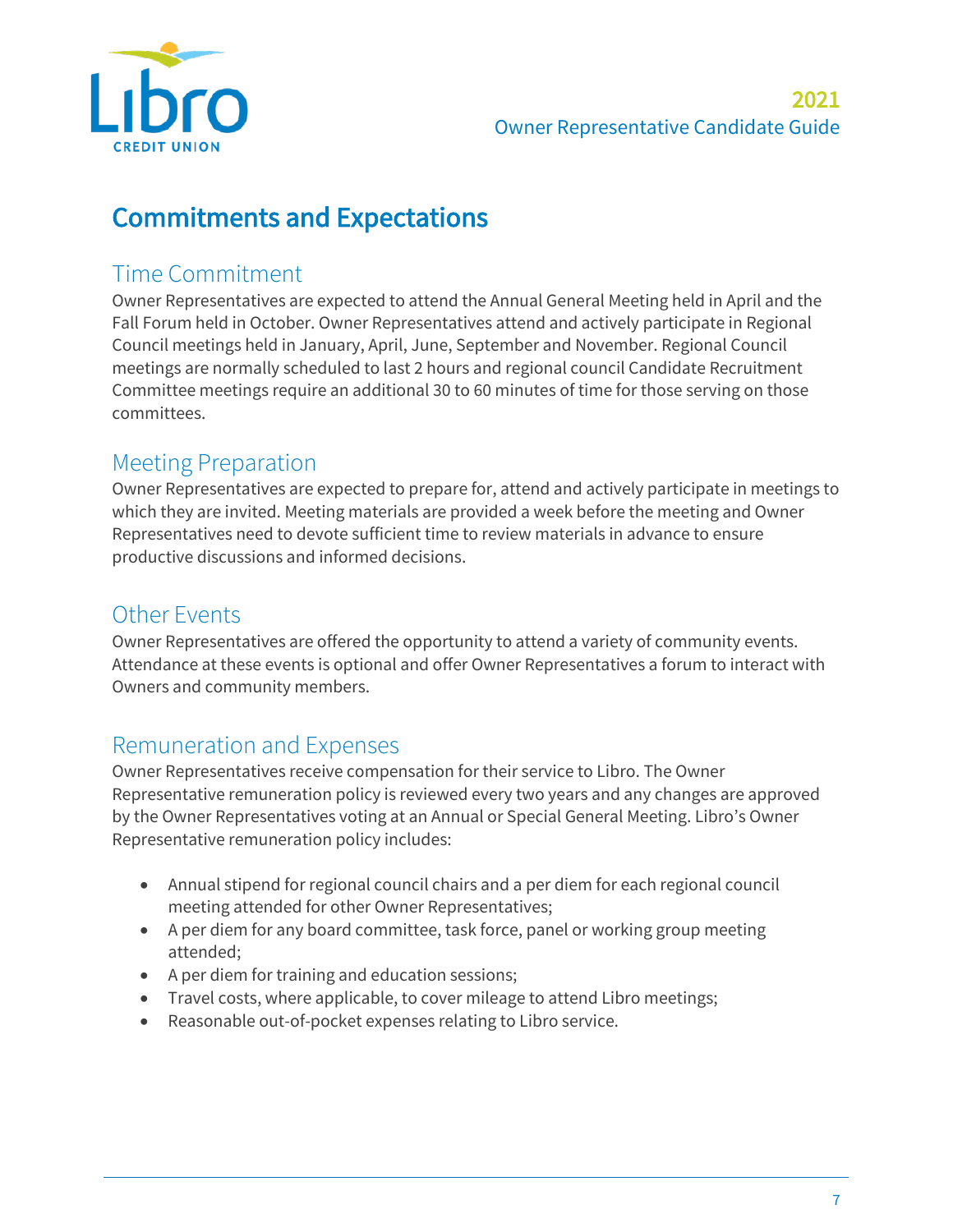# Commitments and Expectations

## Time Commitment

Owner Representatives are expected to attend the Annual General Meeting held in April and the Fall Forum held in October. Owner Representatives attend and actively participate in Regional Council meetings held in January, April, June, September and November. Regional Council meetings are normally scheduled to last 2 hours and regional council Candidate Recruitment Committee meetings require an additional 30 to 60 minutes of time for those serving on those committees.

## Meeting Preparation

Owner Representatives are expected to prepare for, attend and actively participate in meetings to which they are invited. Meeting materials are provided a week before the meeting and Owner Representatives need to devote sufficient time to review materials in advance to ensure productive discussions and informed decisions.

## Other Events

Owner Representatives are offered the opportunity to attend a variety of community events. Attendance at these events is optional and offer Owner Representatives a forum to interact with Owners and community members.

## Remuneration and Expenses

Owner Representatives receive compensation for their service to Libro. The Owner Representative remuneration policy is reviewed every two years and any changes are approved by the Owner Representatives voting at an Annual or Special General Meeting. Libro's Owner Representative remuneration policy includes:

- Annual stipend for regional council chairs and a per diem for each regional council meeting attended for other Owner Representatives;
- A per diem for any board committee, task force, panel or working group meeting attended;
- A per diem for training and education sessions;
- Travel costs, where applicable, to cover mileage to attend Libro meetings;
- Reasonable out-of-pocket expenses relating to Libro service.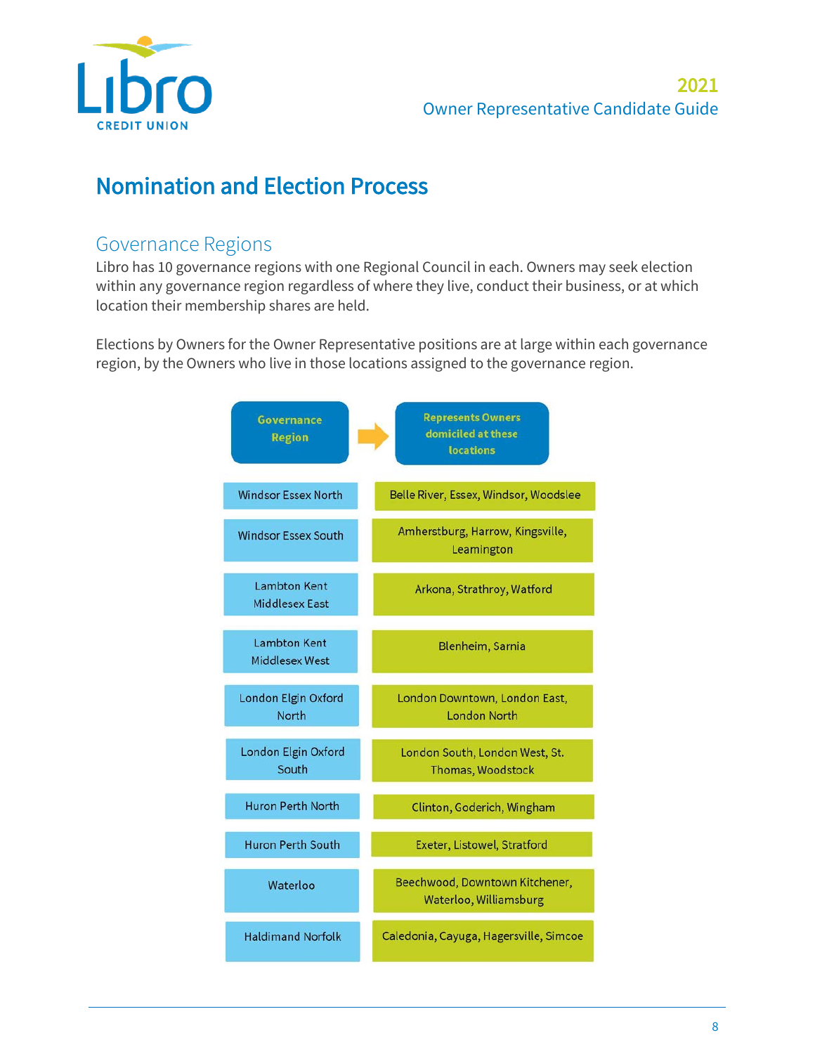# Nomination and Election Process

## Governance Regions

Libro has 10 governance regions with one Regional Council in each. Owners may seek election within any governance region regardless of where they live, conduct their business, or at which location their membership shares are held.

Elections by Owners for the Owner Representative positions are at large within each governance region, by the Owners who live in those locations assigned to the governance region.

| Governance Region | Represents Owners domiciled at these locations |
|---|---|
| Windsor Essex North | Belle River, Essex, Windsor, Woodslee |
| Windsor Essex South | Amherstburg, Harrow, Kingsville, Leamington |
| Lambton Kent Middlesex East | Arkona, Strathroy, Watford |
| Lambton Kent Middlesex West | Blenheim, Sarnia |
| London Elgin Oxford North | London Downtown, London East, London North |
| London Elgin Oxford South | London South, London West, St. Thomas, Woodstock |
| Huron Perth North | Clinton, Goderich, Wingham |
| Huron Perth South | Exeter, Listowel, Stratford |
| Waterloo | Beechwood, Downtown Kitchener, Waterloo, Williamsburg |
| Haldimand Norfolk | Caledonia, Cayuga, Hagersville, Simcoe |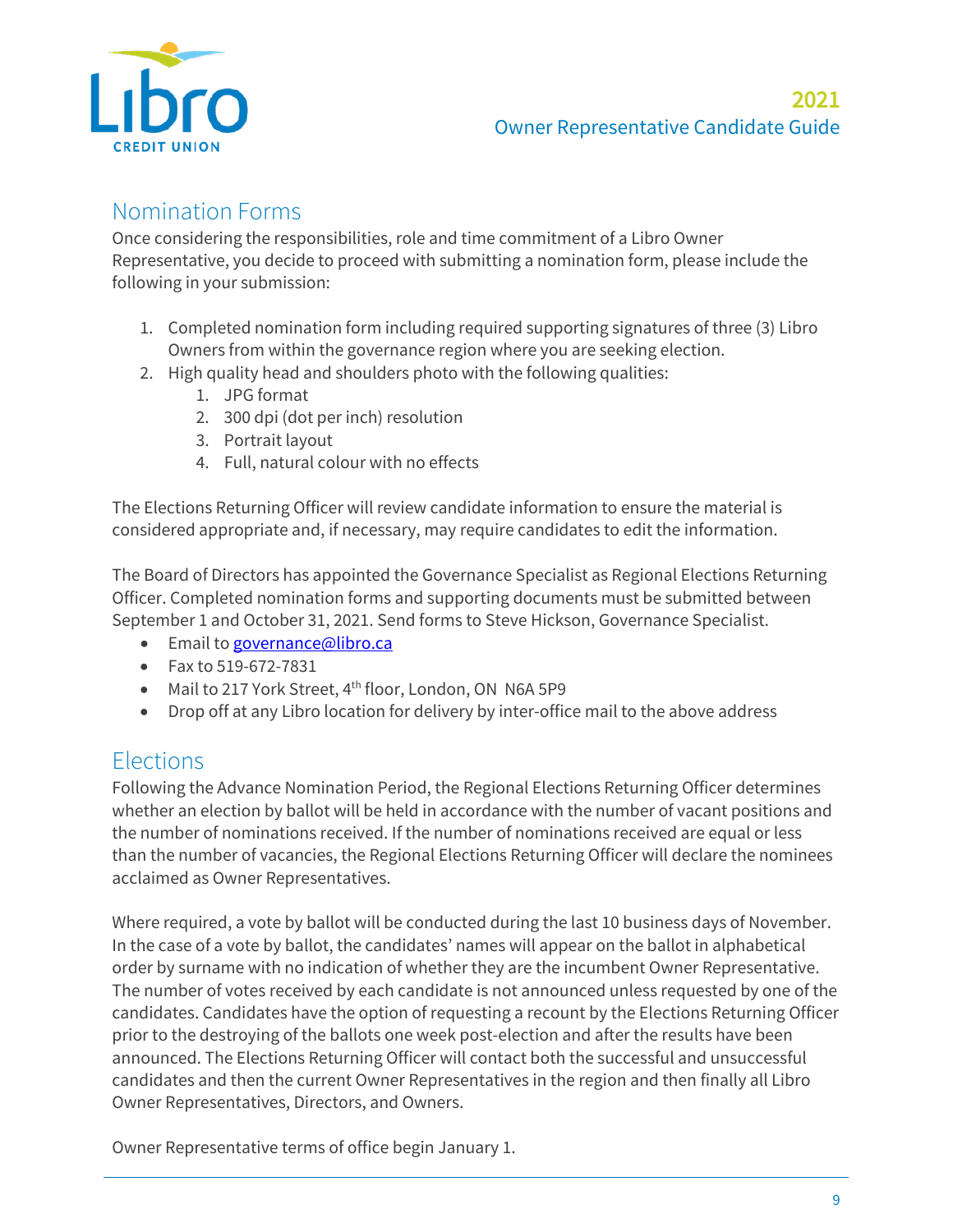## Nomination Forms

Once considering the responsibilities, role and time commitment of a Libro Owner Representative, you decide to proceed with submitting a nomination form, please include the following in your submission:

1. Completed nomination form including required supporting signatures of three (3) Libro Owners from within the governance region where you are seeking election.
2. High quality head and shoulders photo with the following qualities:
   1. JPG format
   2. 300 dpi (dot per inch) resolution
   3. Portrait layout
   4. Full, natural colour with no effects

The Elections Returning Officer will review candidate information to ensure the material is considered appropriate and, if necessary, may require candidates to edit the information.

The Board of Directors has appointed the Governance Specialist as Regional Elections Returning Officer. Completed nomination forms and supporting documents must be submitted between September 1 and October 31, 2021. Send forms to Steve Hickson, Governance Specialist.

- Email to governance@libro.ca
- Fax to 519-672-7831
- Mail to 217 York Street, 4th floor, London, ON N6A 5P9
- Drop off at any Libro location for delivery by inter-office mail to the above address

## Elections

Following the Advance Nomination Period, the Regional Elections Returning Officer determines whether an election by ballot will be held in accordance with the number of vacant positions and the number of nominations received. If the number of nominations received are equal or less than the number of vacancies, the Regional Elections Returning Officer will declare the nominees acclaimed as Owner Representatives.

Where required, a vote by ballot will be conducted during the last 10 business days of November. In the case of a vote by ballot, the candidates' names will appear on the ballot in alphabetical order by surname with no indication of whether they are the incumbent Owner Representative. The number of votes received by each candidate is not announced unless requested by one of the candidates. Candidates have the option of requesting a recount by the Elections Returning Officer prior to the destroying of the ballots one week post-election and after the results have been announced. The Elections Returning Officer will contact both the successful and unsuccessful candidates and then the current Owner Representatives in the region and then finally all Libro Owner Representatives, Directors, and Owners.

Owner Representative terms of office begin January 1.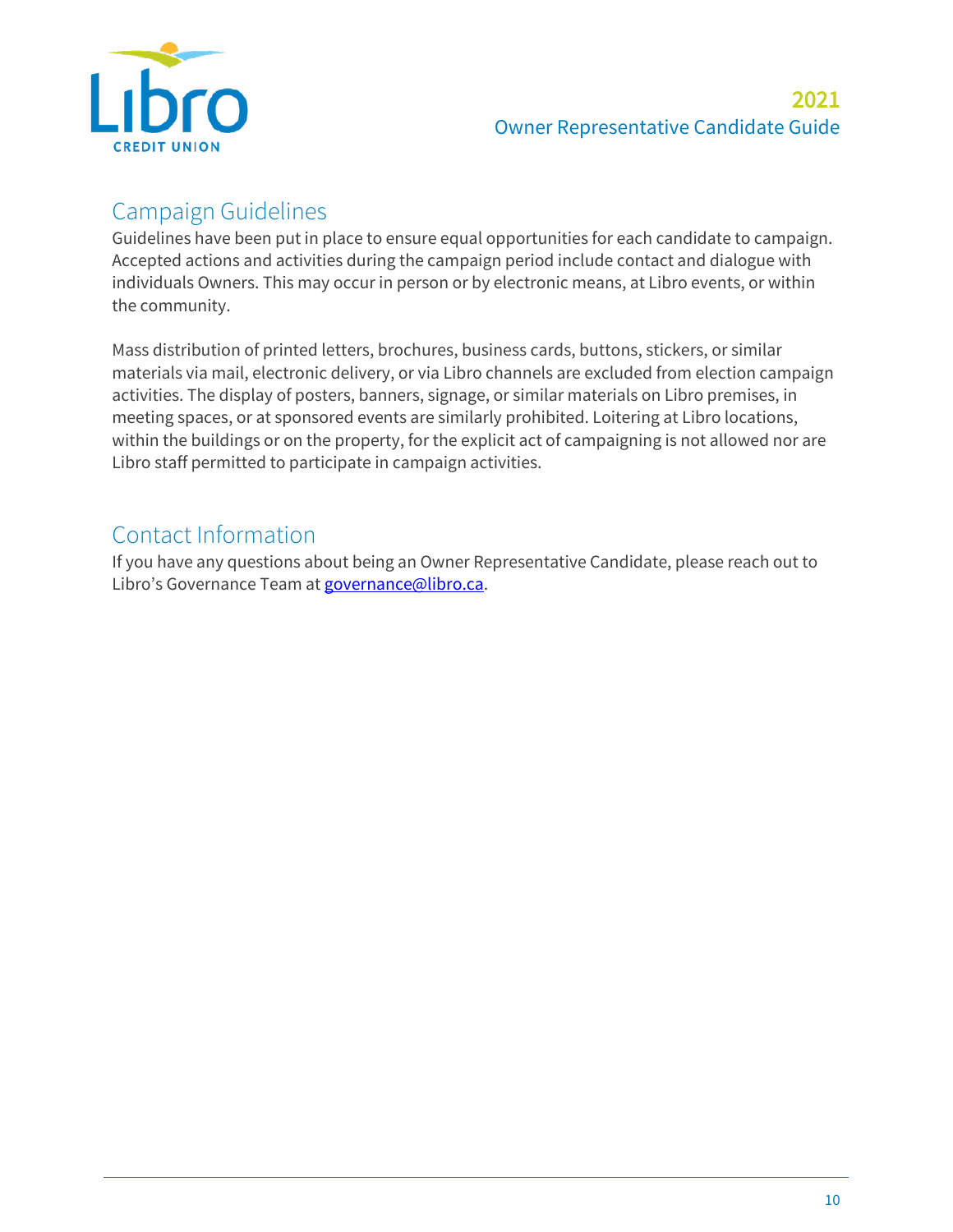## Campaign Guidelines

Guidelines have been put in place to ensure equal opportunities for each candidate to campaign. Accepted actions and activities during the campaign period include contact and dialogue with individuals Owners. This may occur in person or by electronic means, at Libro events, or within the community.

Mass distribution of printed letters, brochures, business cards, buttons, stickers, or similar materials via mail, electronic delivery, or via Libro channels are excluded from election campaign activities. The display of posters, banners, signage, or similar materials on Libro premises, in meeting spaces, or at sponsored events are similarly prohibited. Loitering at Libro locations, within the buildings or on the property, for the explicit act of campaigning is not allowed nor are Libro staff permitted to participate in campaign activities.

## Contact Information

If you have any questions about being an Owner Representative Candidate, please reach out to Libro's Governance Team at governance@libro.ca.